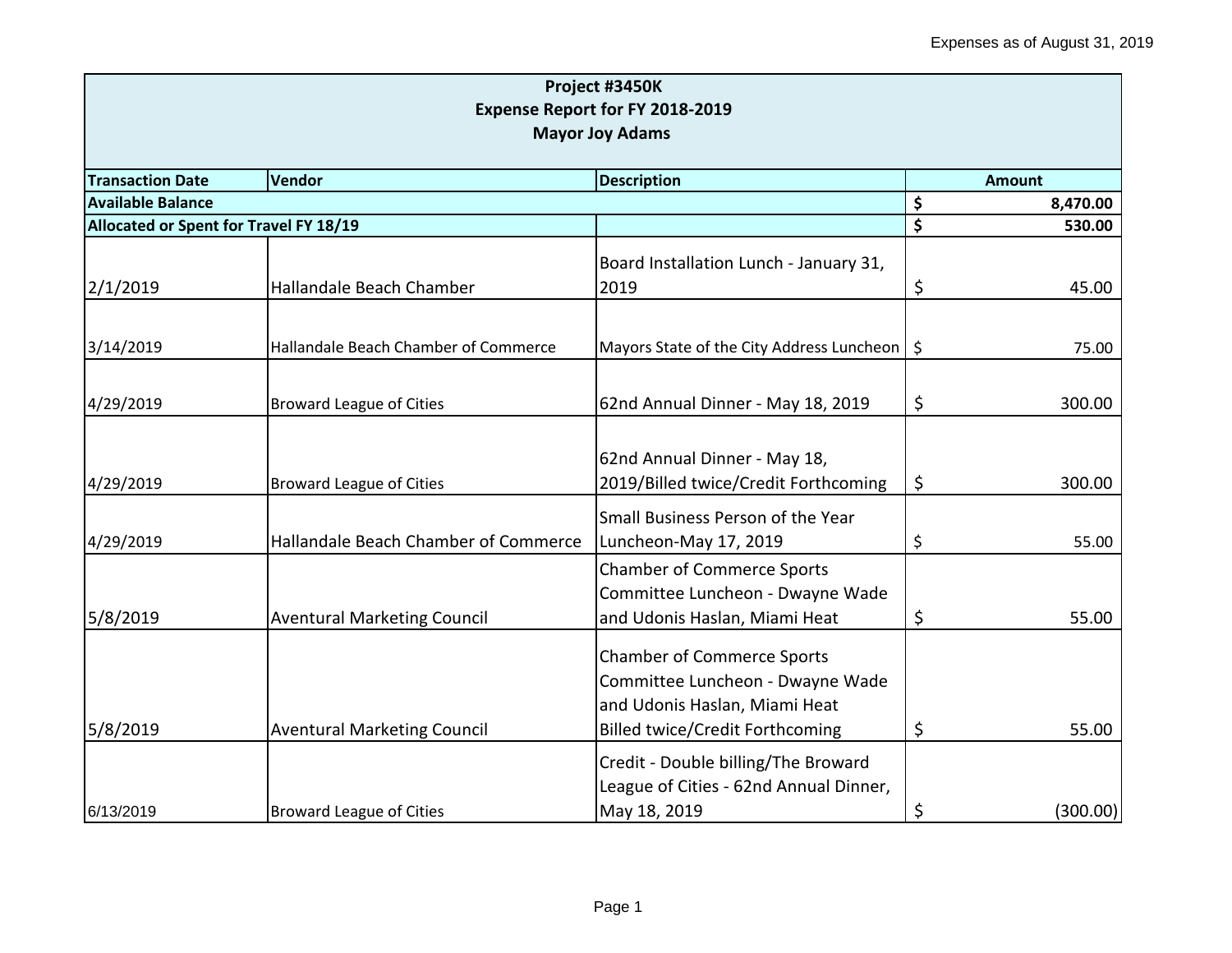**Project #3450K**
**Expense Report for FY 2018-2019**
**Mayor Joy Adams**

| Transaction Date | Vendor | Description | Amount |
|---|---|---|---|
| **Available Balance** | | | **$ 8,470.00** |
| **Allocated or Spent for Travel FY 18/19** | | | **$ 530.00** |
| 2/1/2019 | Hallandale Beach Chamber | Board Installation Lunch - January 31, 2019 | $ 45.00 |
| 3/14/2019 | Hallandale Beach Chamber of Commerce | Mayors State of the City Address Luncheon | $ 75.00 |
| 4/29/2019 | Broward League of Cities | 62nd Annual Dinner - May 18, 2019 | $ 300.00 |
| 4/29/2019 | Broward League of Cities | 62nd Annual Dinner - May 18, 2019/Billed twice/Credit Forthcoming | $ 300.00 |
| 4/29/2019 | Hallandale Beach Chamber of Commerce | Small Business Person of the Year Luncheon-May 17, 2019 | $ 55.00 |
| 5/8/2019 | Aventural Marketing Council | Chamber of Commerce Sports Committee Luncheon - Dwayne Wade and Udonis Haslan, Miami Heat | $ 55.00 |
| 5/8/2019 | Aventural Marketing Council | Chamber of Commerce Sports Committee Luncheon - Dwayne Wade and Udonis Haslan, Miami Heat Billed twice/Credit Forthcoming | $ 55.00 |
| 6/13/2019 | Broward League of Cities | Credit - Double billing/The Broward League of Cities - 62nd Annual Dinner, May 18, 2019 | $ (300.00) |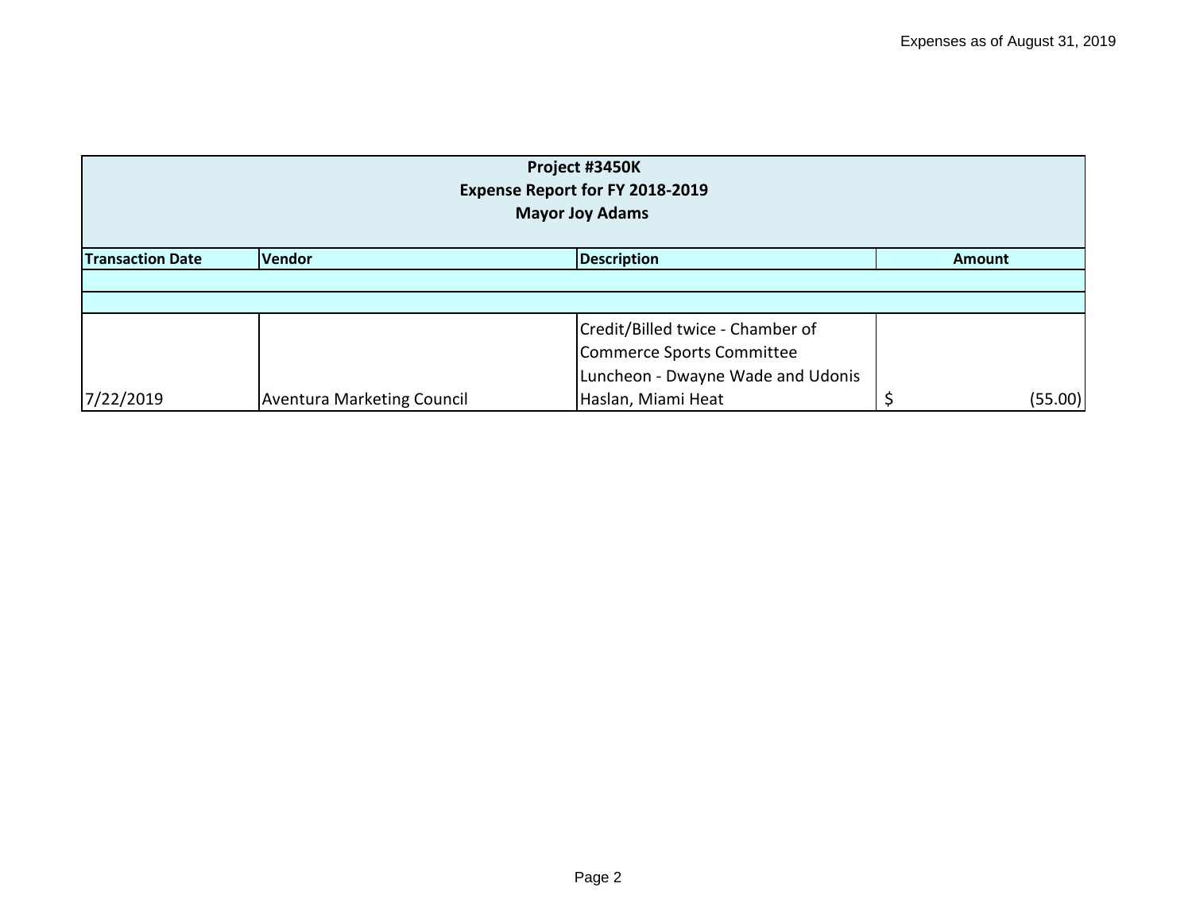Expenses as of August 31, 2019

| Project #3450K<br>Expense Report for FY 2018-2019<br>Mayor Joy Adams | | | |
|---|---|---|---|
| **Transaction Date** | **Vendor** | **Description** | **Amount** |
| | | | |
| | | | |
| 7/22/2019 | Aventura Marketing Council | Credit/Billed twice - Chamber of Commerce Sports Committee Luncheon - Dwayne Wade and Udonis Haslan, Miami Heat | $ (55.00) |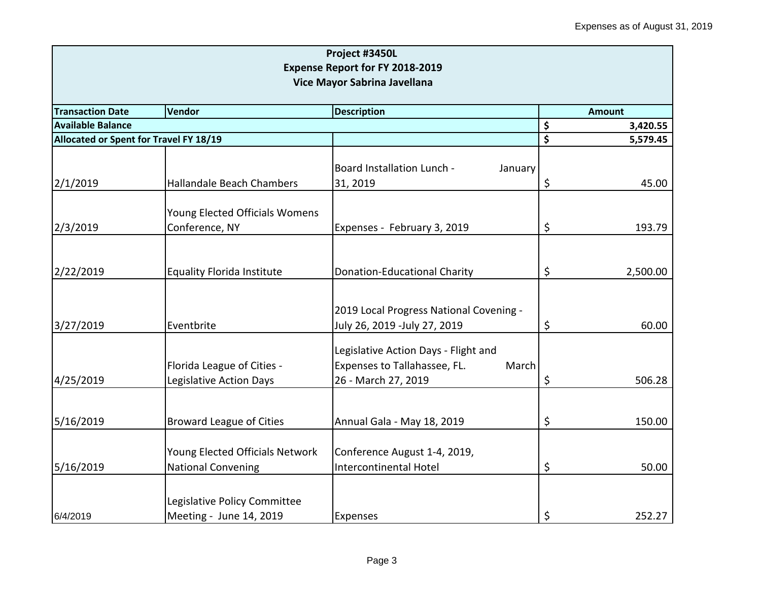| Project #3450L<br>Expense Report for FY 2018-2019<br>Vice Mayor Sabrina Javellana | | | |
|---|---|---|---|
| **Transaction Date** | **Vendor** | **Description** | **Amount** |
| **Available Balance** | | | **$ 3,420.55** |
| **Allocated or Spent for Travel FY 18/19** | | | **$ 5,579.45** |
| 2/1/2019 | Hallandale Beach Chambers | Board Installation Lunch - January 31, 2019 | $ 45.00 |
| 2/3/2019 | Young Elected Officials Womens Conference, NY | Expenses - February 3, 2019 | $ 193.79 |
| 2/22/2019 | Equality Florida Institute | Donation-Educational Charity | $ 2,500.00 |
| 3/27/2019 | Eventbrite | 2019 Local Progress National Covening - July 26, 2019 -July 27, 2019 | $ 60.00 |
| 4/25/2019 | Florida League of Cities - Legislative Action Days | Legislative Action Days - Flight and Expenses to Tallahassee, FL. March 26 - March 27, 2019 | $ 506.28 |
| 5/16/2019 | Broward League of Cities | Annual Gala - May 18, 2019 | $ 150.00 |
| 5/16/2019 | Young Elected Officials Network National Convening | Conference August 1-4, 2019, Intercontinental Hotel | $ 50.00 |
| 6/4/2019 | Legislative Policy Committee Meeting - June 14, 2019 | Expenses | $ 252.27 |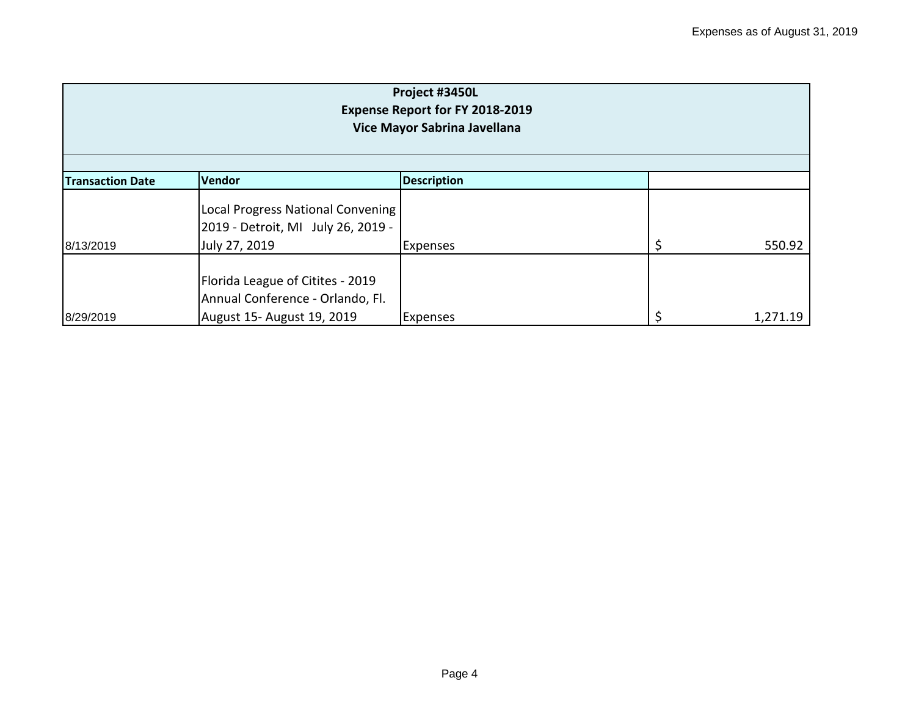Expenses as of August 31, 2019

| Project #3450L<br>Expense Report for FY 2018-2019<br>Vice Mayor Sabrina Javellana | | | |
|---|---|---|---|
| **Transaction Date** | **Vendor** | **Description** | |
| 8/13/2019 | Local Progress National Convening 2019 - Detroit, MI July 26, 2019 - July 27, 2019 | Expenses | $ 550.92 |
| 8/29/2019 | Florida League of Citites - 2019 Annual Conference - Orlando, Fl. August 15- August 19, 2019 | Expenses | $ 1,271.19 |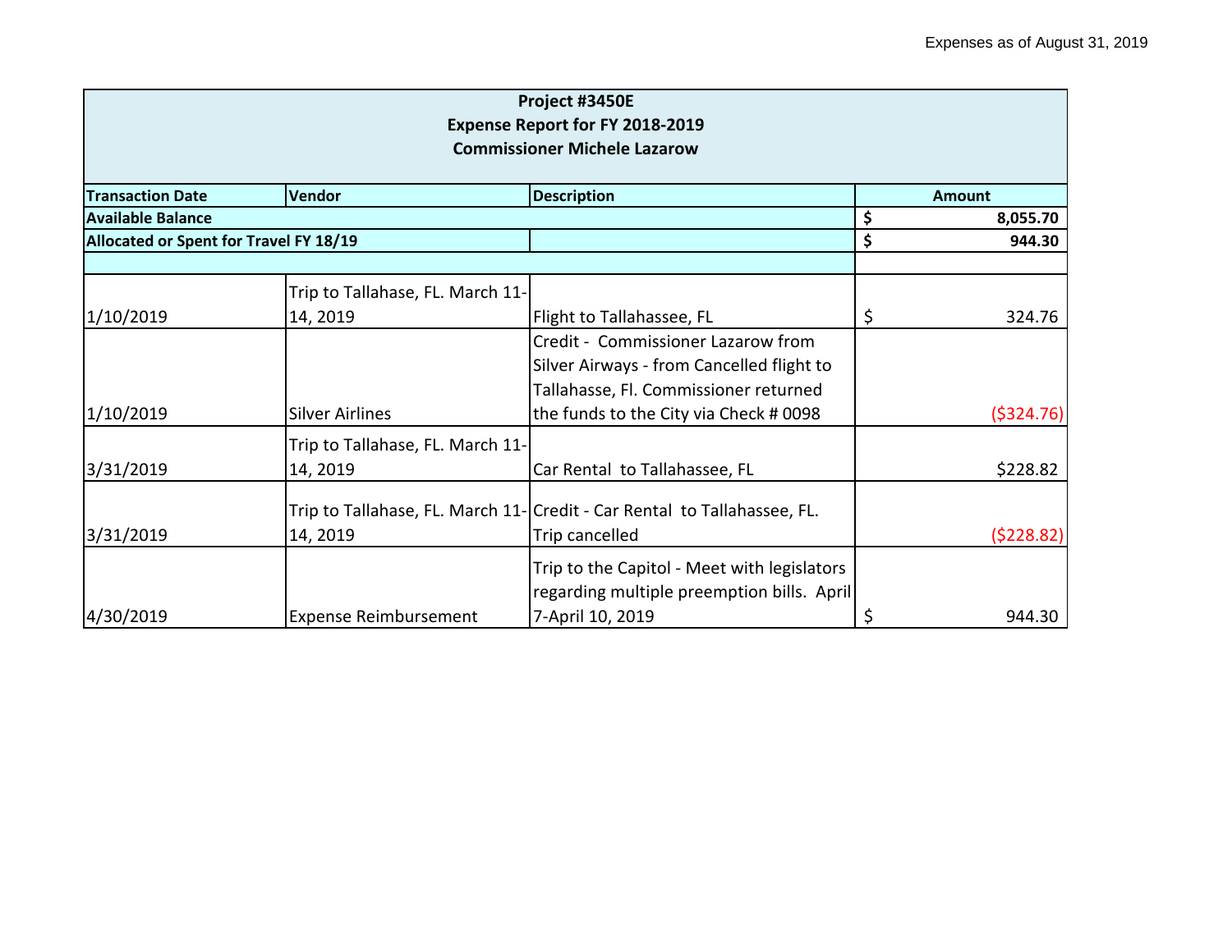Expenses as of August 31, 2019

| Project #3450E<br>Expense Report for FY 2018-2019<br>Commissioner Michele Lazarow | | | |
|---|---|---|---|
| **Transaction Date** | **Vendor** | **Description** | **Amount** |
| **Available Balance** | | | **$ 8,055.70** |
| **Allocated or Spent for Travel FY 18/19** | | | **$ 944.30** |
| | | | |
| 1/10/2019 | Trip to Tallahase, FL. March 11-14, 2019 | Flight to Tallahassee, FL | $ 324.76 |
| 1/10/2019 | Silver Airlines | Credit - Commissioner Lazarow from Silver Airways - from Cancelled flight to Tallahasse, Fl. Commissioner returned the funds to the City via Check # 0098 | ($324.76) |
| 3/31/2019 | Trip to Tallahase, FL. March 11-14, 2019 | Car Rental to Tallahassee, FL | $228.82 |
| 3/31/2019 | Trip to Tallahase, FL. March 11-14, 2019 | Credit - Car Rental to Tallahassee, FL. Trip cancelled | ($228.82) |
| 4/30/2019 | Expense Reimbursement | Trip to the Capitol - Meet with legislators regarding multiple preemption bills. April 7-April 10, 2019 | $ 944.30 |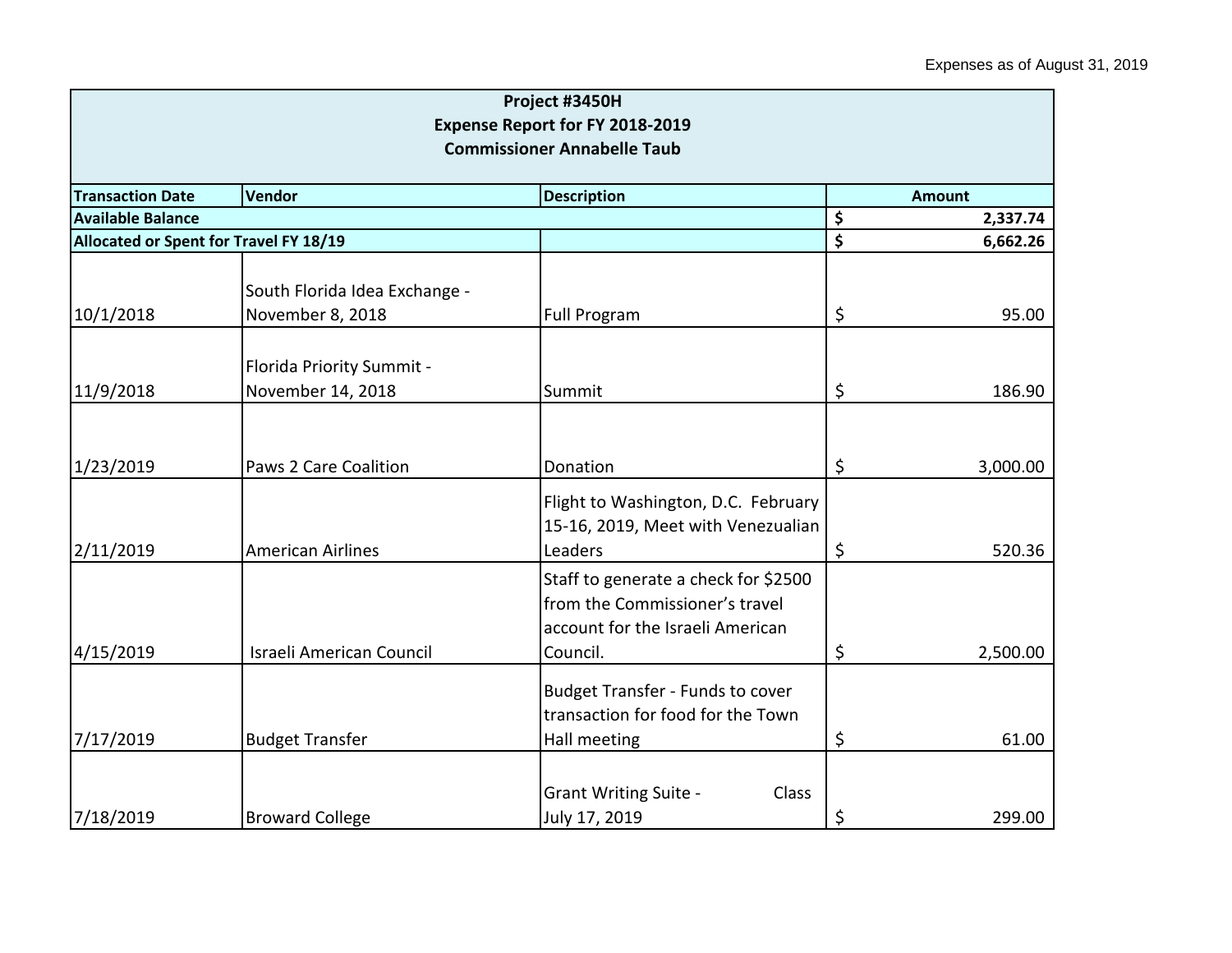Expenses as of August 31, 2019

| Project #3450H<br>Expense Report for FY 2018-2019<br>Commissioner Annabelle Taub | | | |
|---|---|---|---|
| **Transaction Date** | **Vendor** | **Description** | **Amount** |
| **Available Balance** | | | **$ 2,337.74** |
| **Allocated or Spent for Travel FY 18/19** | | | **$ 6,662.26** |
| 10/1/2018 | South Florida Idea Exchange - November 8, 2018 | Full Program | $ 95.00 |
| 11/9/2018 | Florida Priority Summit - November 14, 2018 | Summit | $ 186.90 |
| 1/23/2019 | Paws 2 Care Coalition | Donation | $ 3,000.00 |
| 2/11/2019 | American Airlines | Flight to Washington, D.C. February 15-16, 2019, Meet with Venezualian Leaders | $ 520.36 |
| 4/15/2019 | Israeli American Council | Staff to generate a check for $2500 from the Commissioner's travel account for the Israeli American Council. | $ 2,500.00 |
| 7/17/2019 | Budget Transfer | Budget Transfer - Funds to cover transaction for food for the Town Hall meeting | $ 61.00 |
| 7/18/2019 | Broward College | Grant Writing Suite - Class July 17, 2019 | $ 299.00 |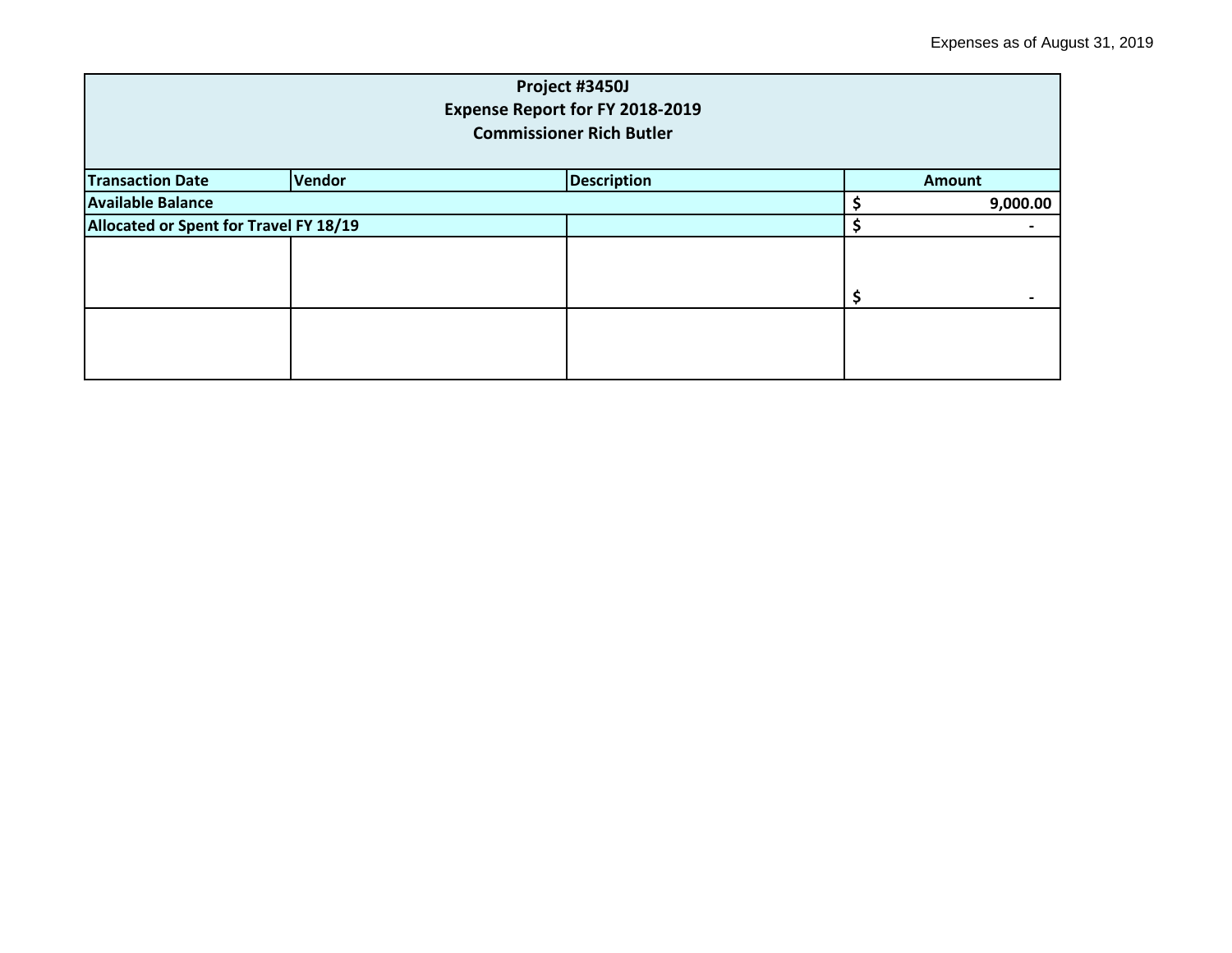Expenses as of August 31, 2019

| Project #3450J<br>Expense Report for FY 2018-2019<br>Commissioner Rich Butler | | | |
| --- | --- | --- | --- |
| **Transaction Date** | **Vendor** | **Description** | **Amount** |
| **Available Balance** | | | **$ 9,000.00** |
| **Allocated or Spent for Travel FY 18/19** | | | **$ -** |
| | | | $ - |
| | | | |